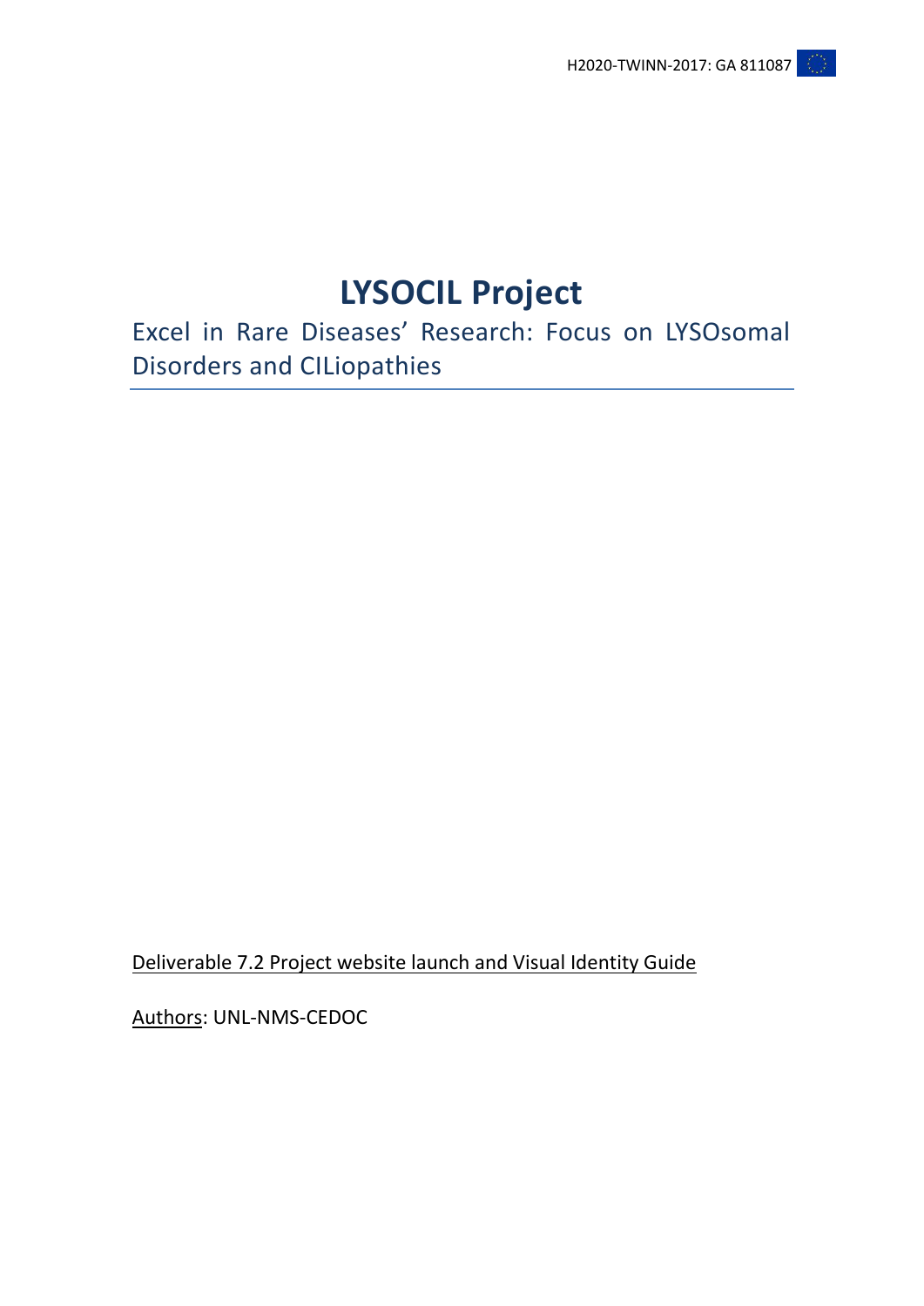# LYSOCIL Project

Excel in Rare Diseases' Research: Focus on LYSOsomal Disorders and CILiopathies

Deliverable 7.2 Project website launch and Visual Identity Guide

Authors: UNL-NMS-CEDOC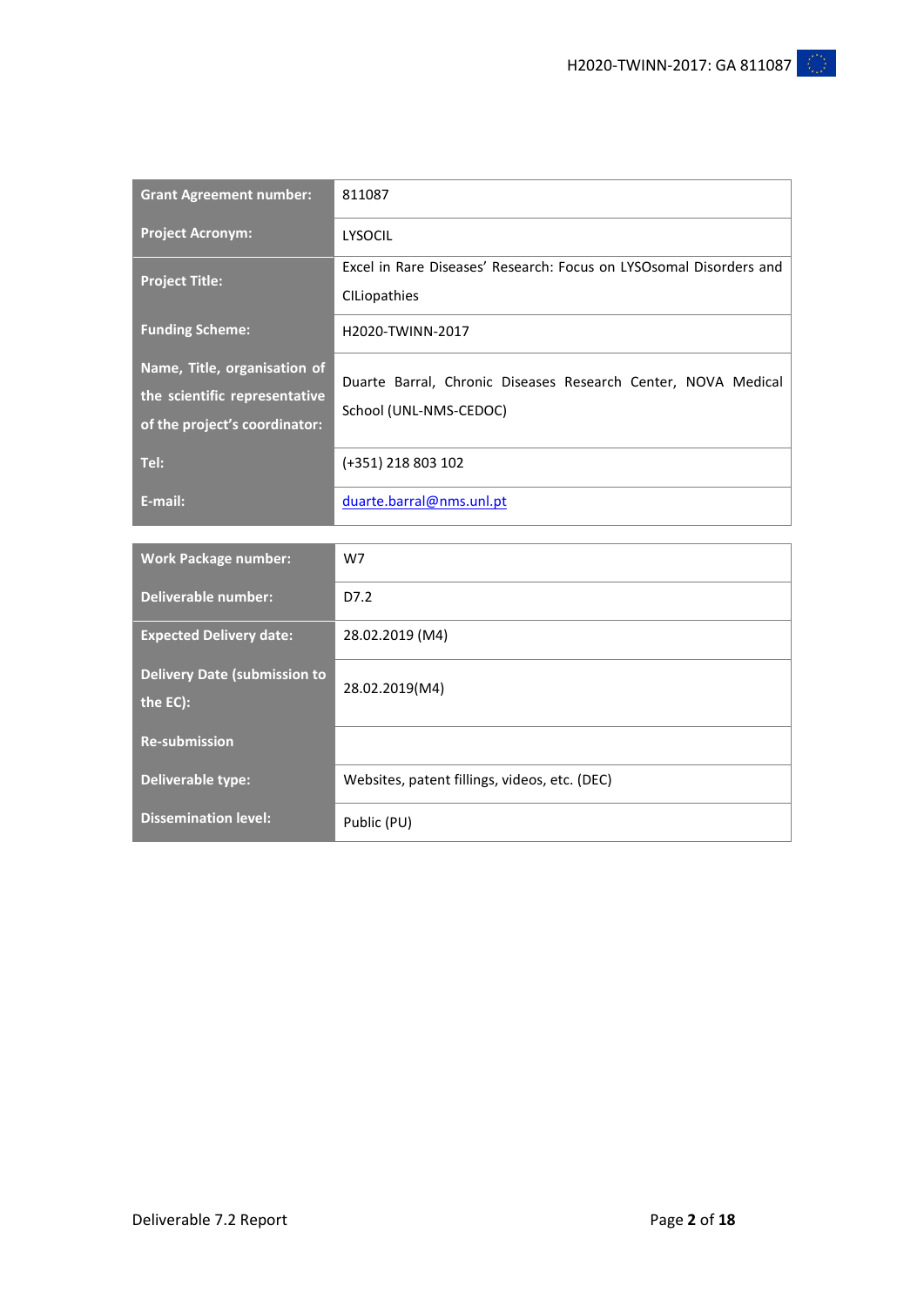| | |
|---|---|
| **Grant Agreement number:** | 811087 |
| **Project Acronym:** | LYSOCIL |
| **Project Title:** | Excel in Rare Diseases' Research: Focus on LYSOsomal Disorders and CILiopathies |
| **Funding Scheme:** | H2020-TWINN-2017 |
| **Name, Title, organisation of the scientific representative of the project's coordinator:** | Duarte Barral, Chronic Diseases Research Center, NOVA Medical School (UNL-NMS-CEDOC) |
| **Tel:** | (+351) 218 803 102 |
| **E-mail:** | duarte.barral@nms.unl.pt |

| | |
|---|---|
| **Work Package number:** | W7 |
| **Deliverable number:** | D7.2 |
| **Expected Delivery date:** | 28.02.2019 (M4) |
| **Delivery Date (submission to the EC):** | 28.02.2019(M4) |
| **Re-submission** | |
| **Deliverable type:** | Websites, patent fillings, videos, etc. (DEC) |
| **Dissemination level:** | Public (PU) |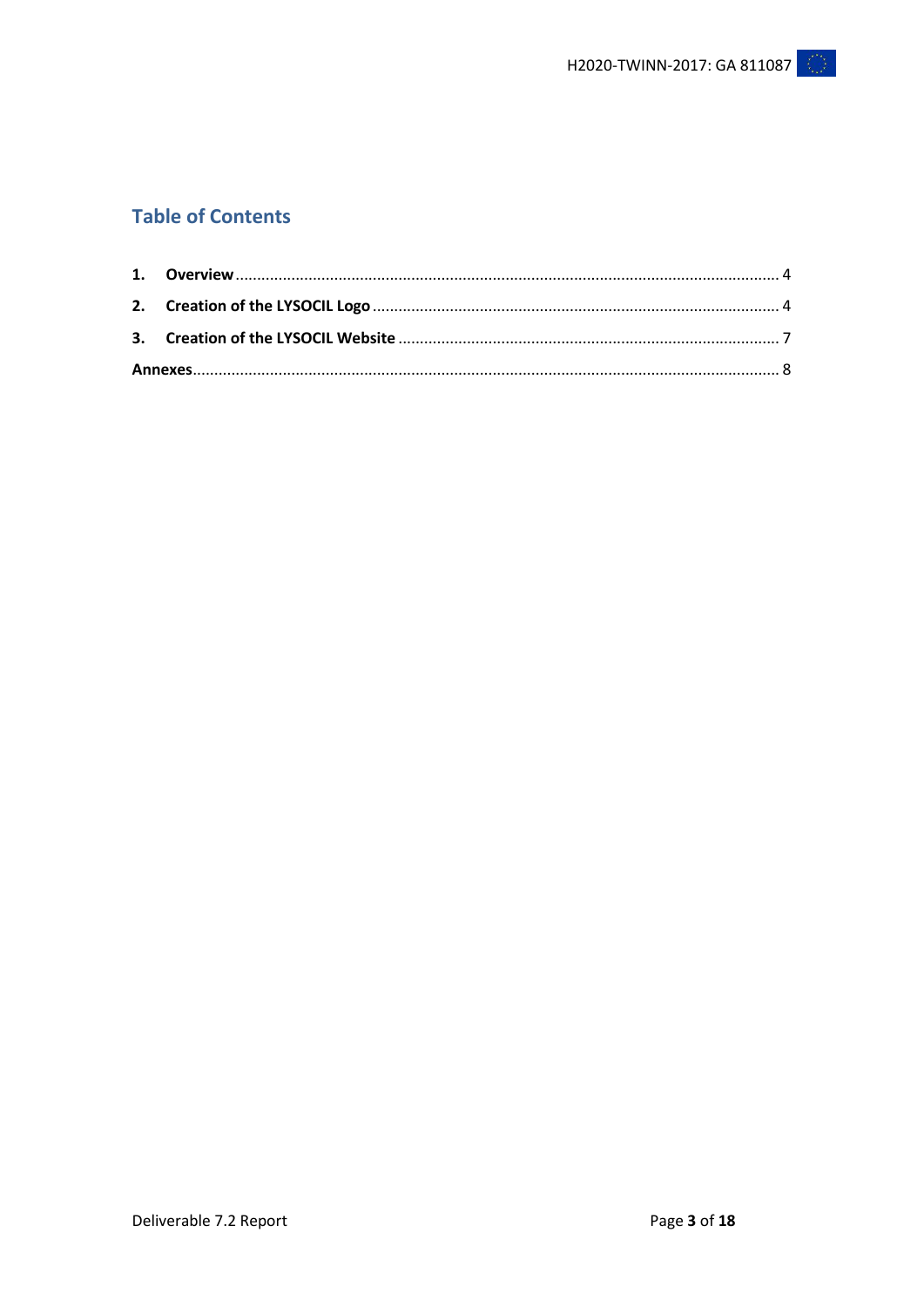## Table of Contents

1. **Overview** ..... 4
2. **Creation of the LYSOCIL Logo** ..... 4
3. **Creation of the LYSOCIL Website** ..... 7

**Annexes** ..... 8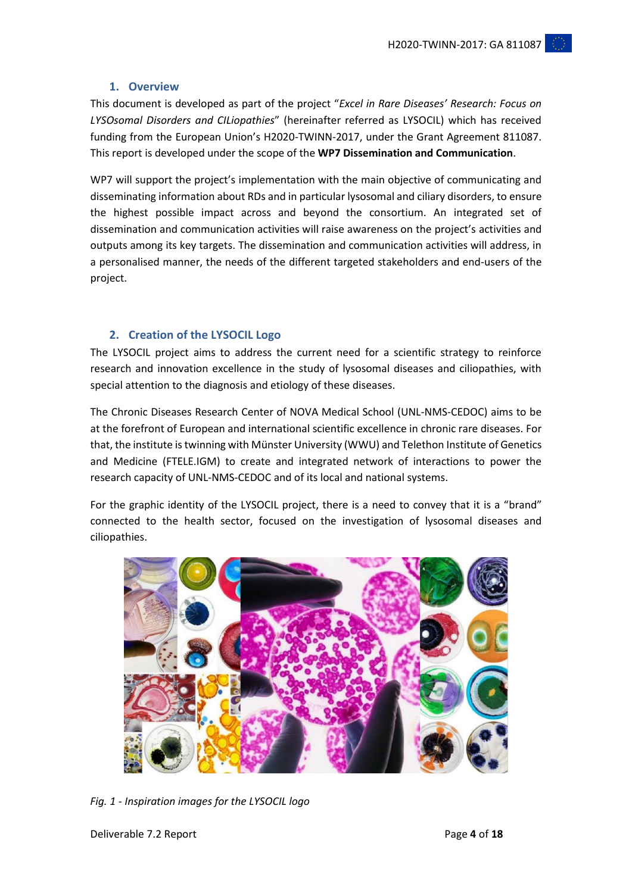## 1. Overview

This document is developed as part of the project "*Excel in Rare Diseases' Research: Focus on LYSOsomal Disorders and CILiopathies*" (hereinafter referred as LYSOCIL) which has received funding from the European Union's H2020-TWINN-2017, under the Grant Agreement 811087. This report is developed under the scope of the **WP7 Dissemination and Communication**.

WP7 will support the project's implementation with the main objective of communicating and disseminating information about RDs and in particular lysosomal and ciliary disorders, to ensure the highest possible impact across and beyond the consortium. An integrated set of dissemination and communication activities will raise awareness on the project's activities and outputs among its key targets. The dissemination and communication activities will address, in a personalised manner, the needs of the different targeted stakeholders and end-users of the project.

## 2. Creation of the LYSOCIL Logo

The LYSOCIL project aims to address the current need for a scientific strategy to reinforce research and innovation excellence in the study of lysosomal diseases and ciliopathies, with special attention to the diagnosis and etiology of these diseases.

The Chronic Diseases Research Center of NOVA Medical School (UNL-NMS-CEDOC) aims to be at the forefront of European and international scientific excellence in chronic rare diseases. For that, the institute is twinning with Münster University (WWU) and Telethon Institute of Genetics and Medicine (FTELE.IGM) to create and integrated network of interactions to power the research capacity of UNL-NMS-CEDOC and of its local and national systems.

For the graphic identity of the LYSOCIL project, there is a need to convey that it is a "brand" connected to the health sector, focused on the investigation of lysosomal diseases and ciliopathies.

*Fig. 1 - Inspiration images for the LYSOCIL logo*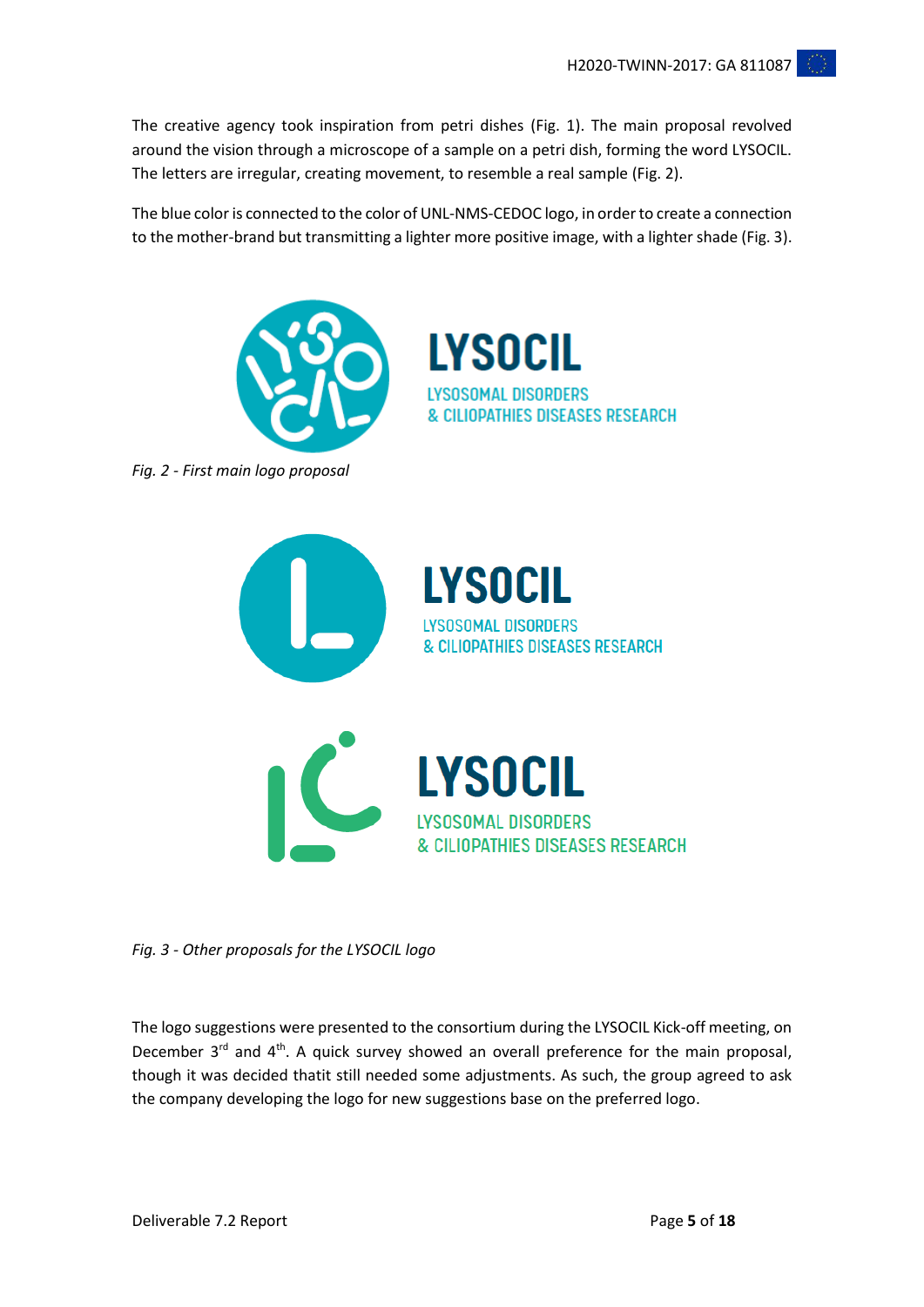The creative agency took inspiration from petri dishes (Fig. 1). The main proposal revolved around the vision through a microscope of a sample on a petri dish, forming the word LYSOCIL. The letters are irregular, creating movement, to resemble a real sample (Fig. 2).

The blue color is connected to the color of UNL-NMS-CEDOC logo, in order to create a connection to the mother-brand but transmitting a lighter more positive image, with a lighter shade (Fig. 3).

LYSOCIL
LYSOSOMAL DISORDERS
& CILIOPATHIES DISEASES RESEARCH

*Fig. 2 - First main logo proposal*

LYSOCIL
LYSOSOMAL DISORDERS
& CILIOPATHIES DISEASES RESEARCH

LYSOCIL
LYSOSOMAL DISORDERS
& CILIOPATHIES DISEASES RESEARCH

*Fig. 3 - Other proposals for the LYSOCIL logo*

The logo suggestions were presented to the consortium during the LYSOCIL Kick-off meeting, on December 3rd and 4th. A quick survey showed an overall preference for the main proposal, though it was decided thatit still needed some adjustments. As such, the group agreed to ask the company developing the logo for new suggestions base on the preferred logo.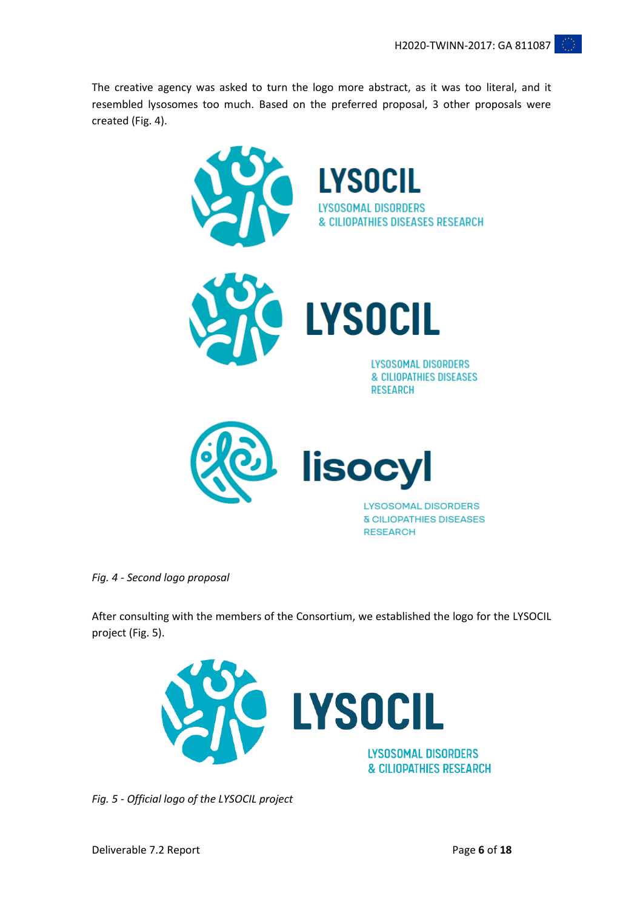The creative agency was asked to turn the logo more abstract, as it was too literal, and it resembled lysosomes too much. Based on the preferred proposal, 3 other proposals were created (Fig. 4).

*Fig. 4 - Second logo proposal*

After consulting with the members of the Consortium, we established the logo for the LYSOCIL project (Fig. 5).

*Fig. 5 - Official logo of the LYSOCIL project*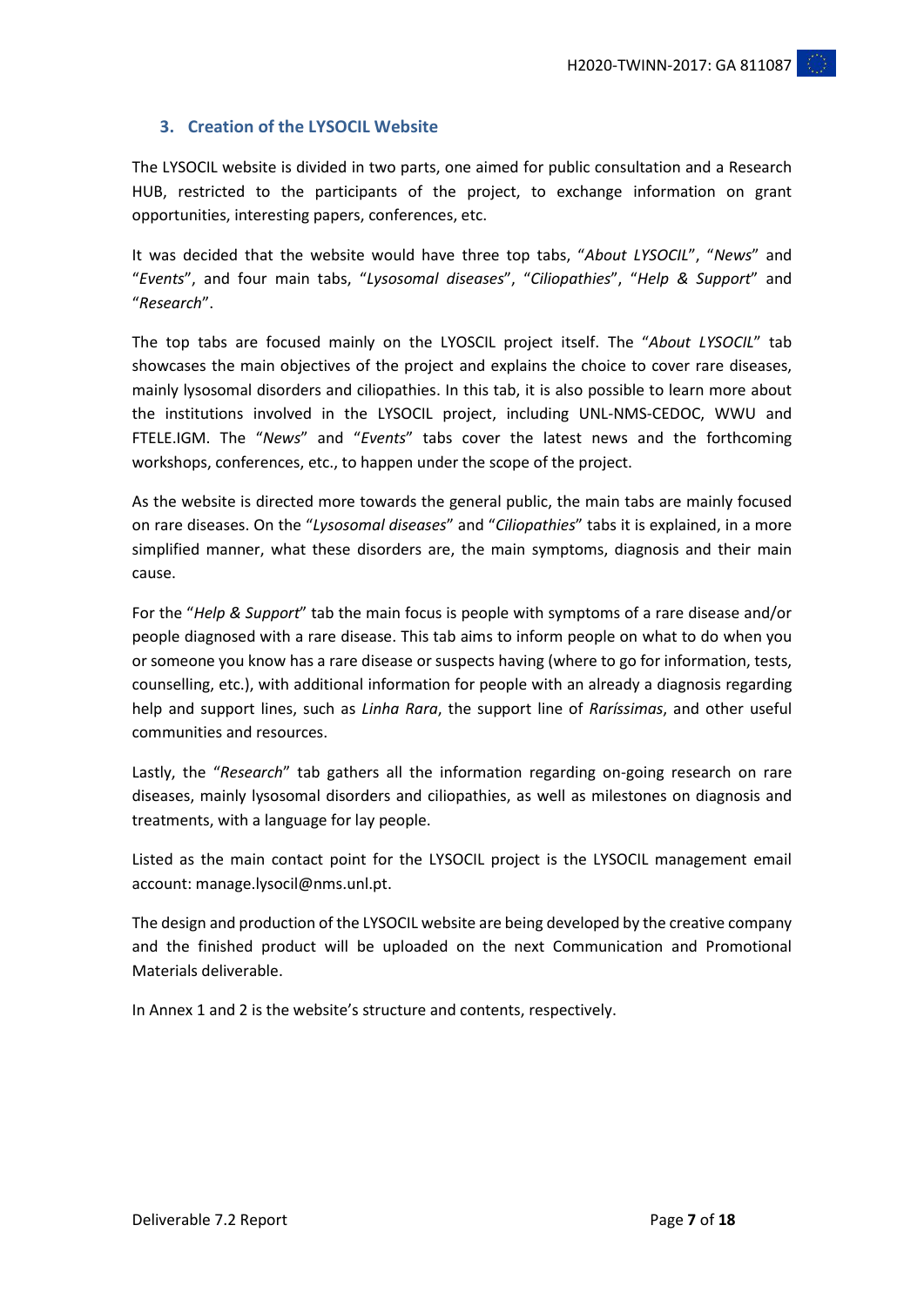## 3. Creation of the LYSOCIL Website

The LYSOCIL website is divided in two parts, one aimed for public consultation and a Research HUB, restricted to the participants of the project, to exchange information on grant opportunities, interesting papers, conferences, etc.

It was decided that the website would have three top tabs, "*About LYSOCIL*", "*News*" and "*Events*", and four main tabs, "*Lysosomal diseases*", "*Ciliopathies*", "*Help & Support*" and "*Research*".

The top tabs are focused mainly on the LYOSCIL project itself. The "*About LYSOCIL*" tab showcases the main objectives of the project and explains the choice to cover rare diseases, mainly lysosomal disorders and ciliopathies. In this tab, it is also possible to learn more about the institutions involved in the LYSOCIL project, including UNL-NMS-CEDOC, WWU and FTELE.IGM. The "*News*" and "*Events*" tabs cover the latest news and the forthcoming workshops, conferences, etc., to happen under the scope of the project.

As the website is directed more towards the general public, the main tabs are mainly focused on rare diseases. On the "*Lysosomal diseases*" and "*Ciliopathies*" tabs it is explained, in a more simplified manner, what these disorders are, the main symptoms, diagnosis and their main cause.

For the "*Help & Support*" tab the main focus is people with symptoms of a rare disease and/or people diagnosed with a rare disease. This tab aims to inform people on what to do when you or someone you know has a rare disease or suspects having (where to go for information, tests, counselling, etc.), with additional information for people with an already a diagnosis regarding help and support lines, such as *Linha Rara*, the support line of *Raríssimas*, and other useful communities and resources.

Lastly, the "*Research*" tab gathers all the information regarding on-going research on rare diseases, mainly lysosomal disorders and ciliopathies, as well as milestones on diagnosis and treatments, with a language for lay people.

Listed as the main contact point for the LYSOCIL project is the LYSOCIL management email account: manage.lysocil@nms.unl.pt.

The design and production of the LYSOCIL website are being developed by the creative company and the finished product will be uploaded on the next Communication and Promotional Materials deliverable.

In Annex 1 and 2 is the website's structure and contents, respectively.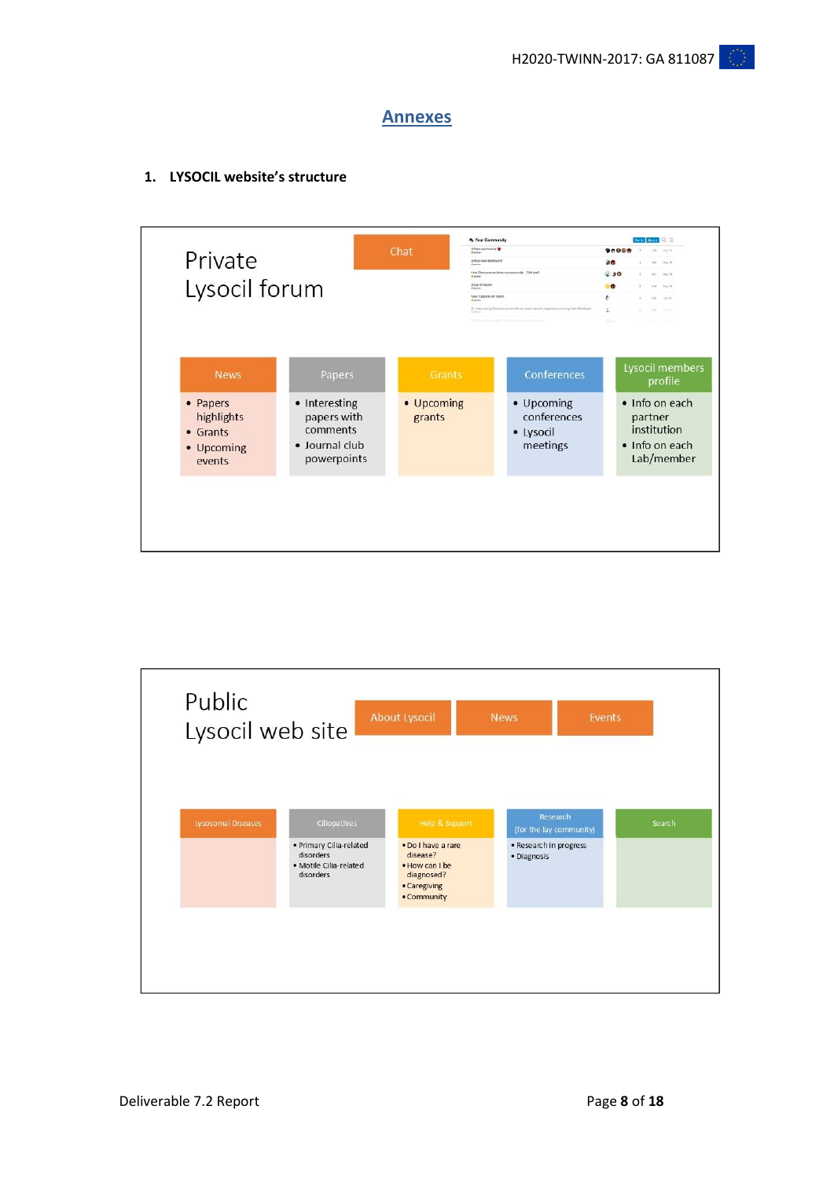# Annexes

## 1. LYSOCIL website's structure

**Private Lysocil forum**

Chat

- **News**
  - Papers highlights
  - Grants
  - Upcoming events
- **Papers**
  - Interesting papers with comments
  - Journal club powerpoints
- **Grants**
  - Upcoming grants
- **Conferences**
  - Upcoming conferences
  - Lysocil meetings
- **Lysocil members profile**
  - Info on each partner institution
  - Info on each Lab/member

**Public Lysocil web site**

About Lysocil | News | Events

- **Lysosomal Diseases**
- **Ciliopathies**
  - Primary Cilia-related disorders
  - Motile Cilia-related disorders
- **Help & Support**
  - Do I have a rare disease?
  - How can I be diagnosed?
  - Caregiving
  - Community
- **Research (for the lay community)**
  - Research in progress
  - Diagnosis
- **Search**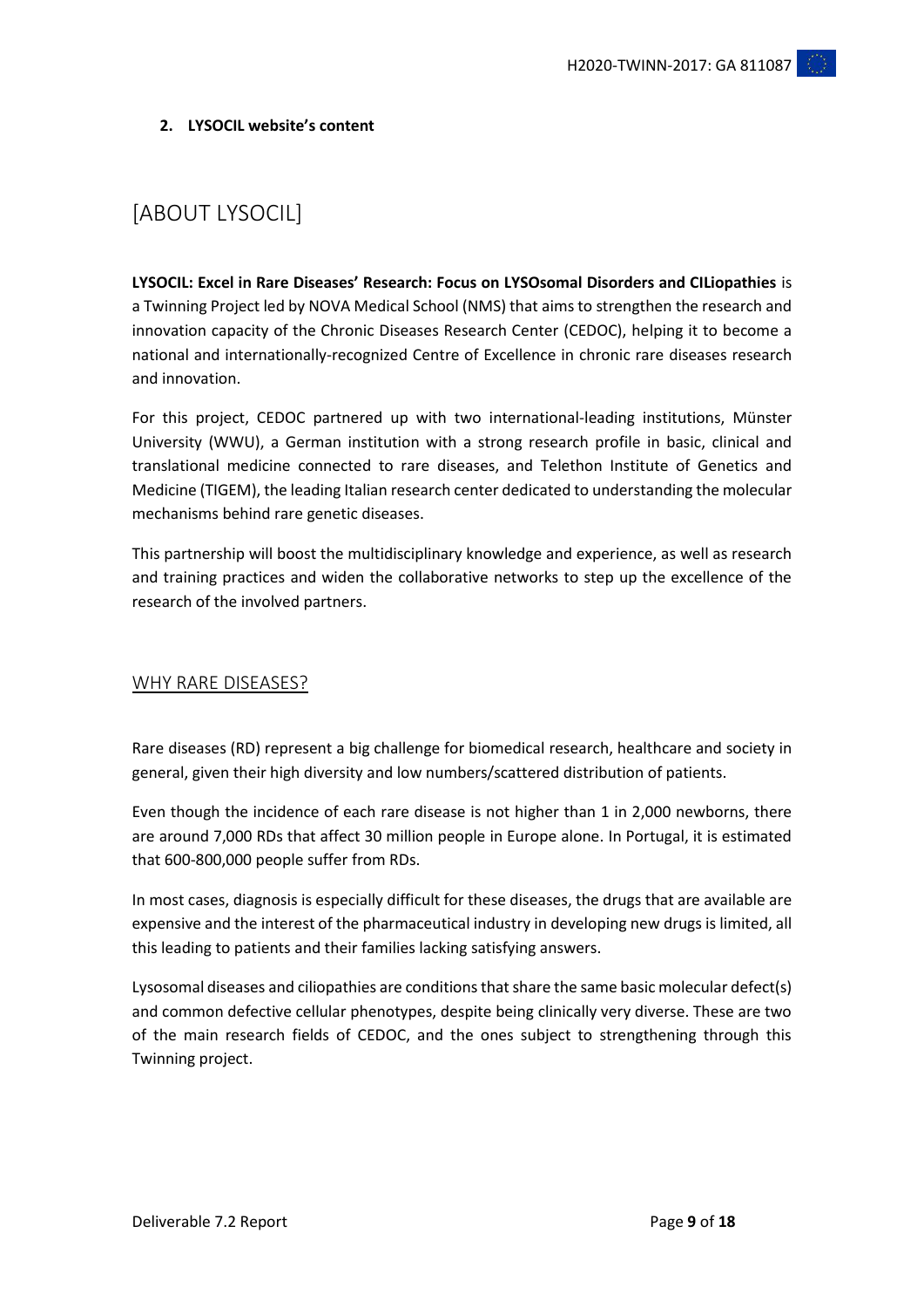## 2. LYSOCIL website's content

# [ABOUT LYSOCIL]

**LYSOCIL: Excel in Rare Diseases' Research: Focus on LYSOsomal Disorders and CILiopathies** is a Twinning Project led by NOVA Medical School (NMS) that aims to strengthen the research and innovation capacity of the Chronic Diseases Research Center (CEDOC), helping it to become a national and internationally-recognized Centre of Excellence in chronic rare diseases research and innovation.

For this project, CEDOC partnered up with two international-leading institutions, Münster University (WWU), a German institution with a strong research profile in basic, clinical and translational medicine connected to rare diseases, and Telethon Institute of Genetics and Medicine (TIGEM), the leading Italian research center dedicated to understanding the molecular mechanisms behind rare genetic diseases.

This partnership will boost the multidisciplinary knowledge and experience, as well as research and training practices and widen the collaborative networks to step up the excellence of the research of the involved partners.

## WHY RARE DISEASES?

Rare diseases (RD) represent a big challenge for biomedical research, healthcare and society in general, given their high diversity and low numbers/scattered distribution of patients.

Even though the incidence of each rare disease is not higher than 1 in 2,000 newborns, there are around 7,000 RDs that affect 30 million people in Europe alone. In Portugal, it is estimated that 600-800,000 people suffer from RDs.

In most cases, diagnosis is especially difficult for these diseases, the drugs that are available are expensive and the interest of the pharmaceutical industry in developing new drugs is limited, all this leading to patients and their families lacking satisfying answers.

Lysosomal diseases and ciliopathies are conditions that share the same basic molecular defect(s) and common defective cellular phenotypes, despite being clinically very diverse. These are two of the main research fields of CEDOC, and the ones subject to strengthening through this Twinning project.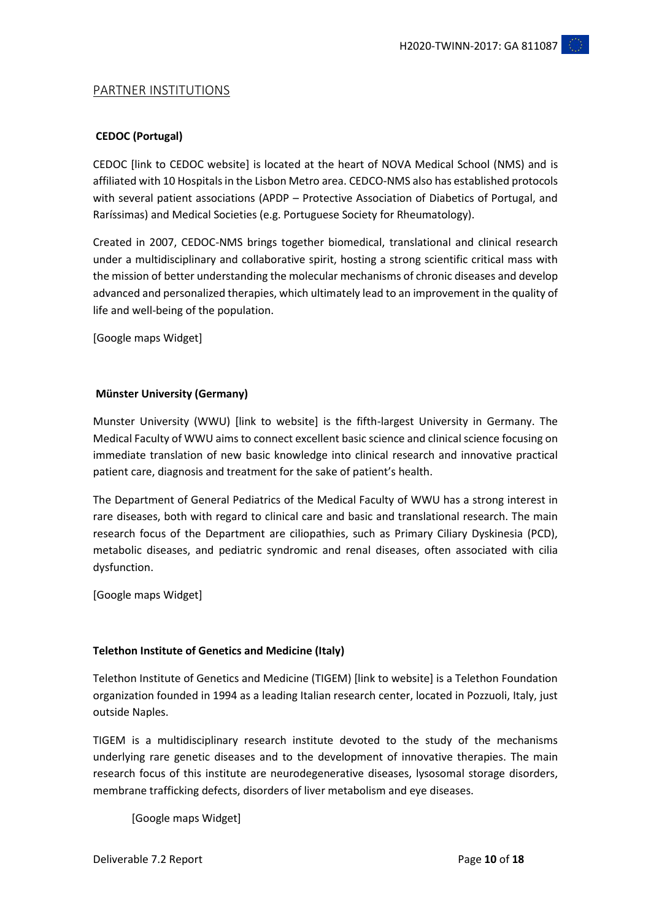## PARTNER INSTITUTIONS

### CEDOC (Portugal)

CEDOC [link to CEDOC website] is located at the heart of NOVA Medical School (NMS) and is affiliated with 10 Hospitals in the Lisbon Metro area. CEDCO-NMS also has established protocols with several patient associations (APDP – Protective Association of Diabetics of Portugal, and Raríssimas) and Medical Societies (e.g. Portuguese Society for Rheumatology).

Created in 2007, CEDOC-NMS brings together biomedical, translational and clinical research under a multidisciplinary and collaborative spirit, hosting a strong scientific critical mass with the mission of better understanding the molecular mechanisms of chronic diseases and develop advanced and personalized therapies, which ultimately lead to an improvement in the quality of life and well-being of the population.

[Google maps Widget]

### Münster University (Germany)

Munster University (WWU) [link to website] is the fifth-largest University in Germany. The Medical Faculty of WWU aims to connect excellent basic science and clinical science focusing on immediate translation of new basic knowledge into clinical research and innovative practical patient care, diagnosis and treatment for the sake of patient's health.

The Department of General Pediatrics of the Medical Faculty of WWU has a strong interest in rare diseases, both with regard to clinical care and basic and translational research. The main research focus of the Department are ciliopathies, such as Primary Ciliary Dyskinesia (PCD), metabolic diseases, and pediatric syndromic and renal diseases, often associated with cilia dysfunction.

[Google maps Widget]

### Telethon Institute of Genetics and Medicine (Italy)

Telethon Institute of Genetics and Medicine (TIGEM) [link to website] is a Telethon Foundation organization founded in 1994 as a leading Italian research center, located in Pozzuoli, Italy, just outside Naples.

TIGEM is a multidisciplinary research institute devoted to the study of the mechanisms underlying rare genetic diseases and to the development of innovative therapies. The main research focus of this institute are neurodegenerative diseases, lysosomal storage disorders, membrane trafficking defects, disorders of liver metabolism and eye diseases.

[Google maps Widget]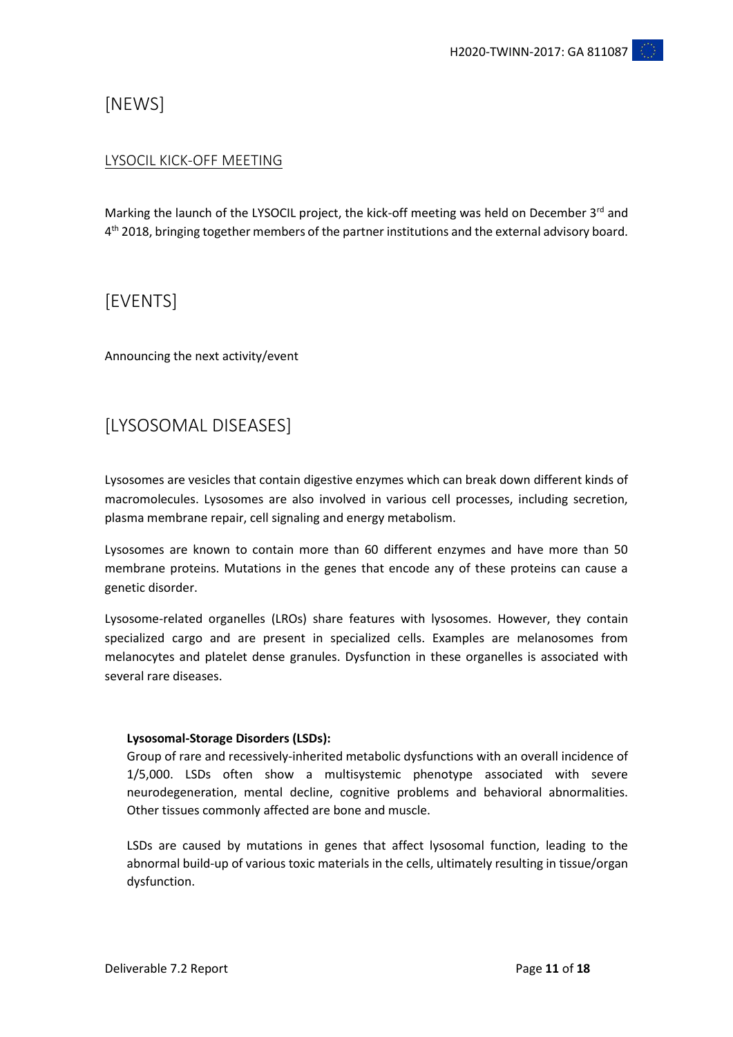# [NEWS]

## LYSOCIL KICK-OFF MEETING

Marking the launch of the LYSOCIL project, the kick-off meeting was held on December 3rd and 4th 2018, bringing together members of the partner institutions and the external advisory board.

# [EVENTS]

Announcing the next activity/event

# [LYSOSOMAL DISEASES]

Lysosomes are vesicles that contain digestive enzymes which can break down different kinds of macromolecules. Lysosomes are also involved in various cell processes, including secretion, plasma membrane repair, cell signaling and energy metabolism.

Lysosomes are known to contain more than 60 different enzymes and have more than 50 membrane proteins. Mutations in the genes that encode any of these proteins can cause a genetic disorder.

Lysosome-related organelles (LROs) share features with lysosomes. However, they contain specialized cargo and are present in specialized cells. Examples are melanosomes from melanocytes and platelet dense granules. Dysfunction in these organelles is associated with several rare diseases.

**Lysosomal-Storage Disorders (LSDs):**
Group of rare and recessively-inherited metabolic dysfunctions with an overall incidence of 1/5,000. LSDs often show a multisystemic phenotype associated with severe neurodegeneration, mental decline, cognitive problems and behavioral abnormalities. Other tissues commonly affected are bone and muscle.

LSDs are caused by mutations in genes that affect lysosomal function, leading to the abnormal build-up of various toxic materials in the cells, ultimately resulting in tissue/organ dysfunction.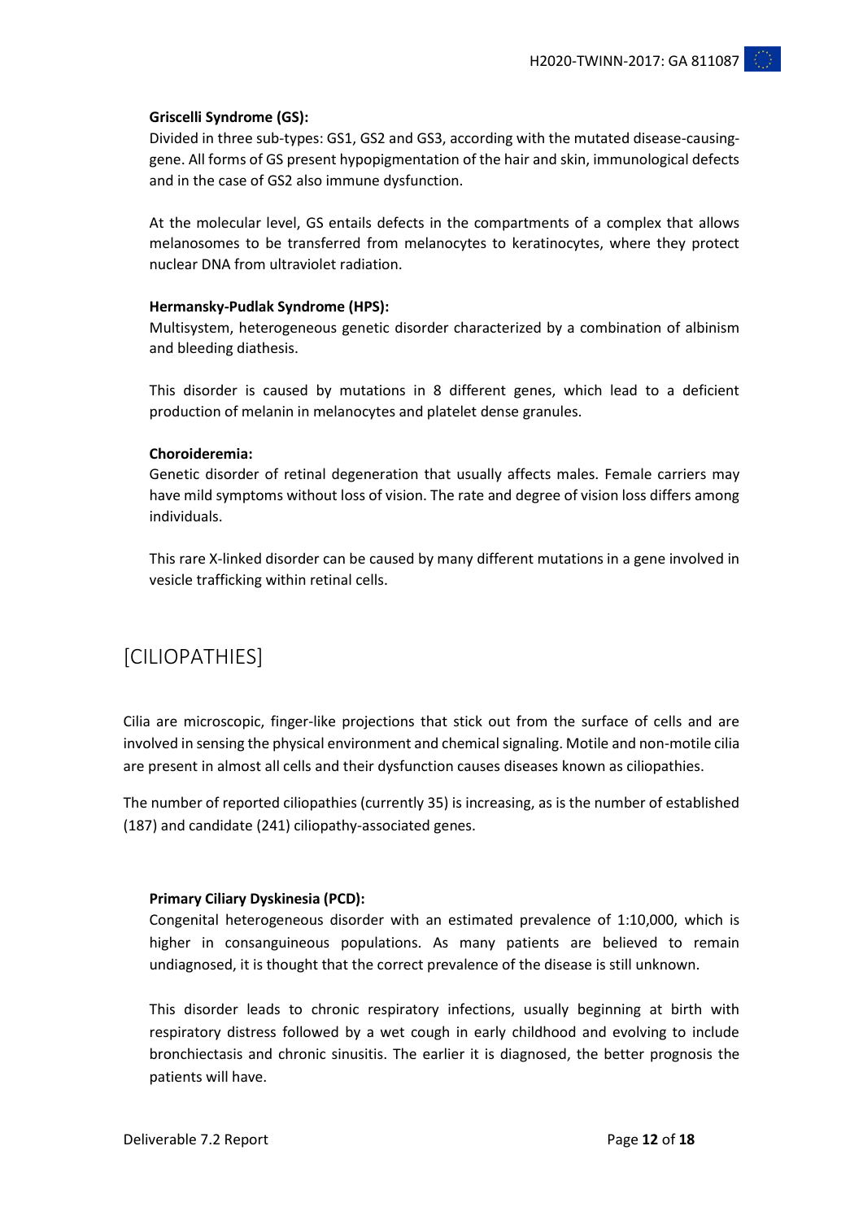**Griscelli Syndrome (GS):**

Divided in three sub-types: GS1, GS2 and GS3, according with the mutated disease-causing-gene. All forms of GS present hypopigmentation of the hair and skin, immunological defects and in the case of GS2 also immune dysfunction.

At the molecular level, GS entails defects in the compartments of a complex that allows melanosomes to be transferred from melanocytes to keratinocytes, where they protect nuclear DNA from ultraviolet radiation.

**Hermansky-Pudlak Syndrome (HPS):**

Multisystem, heterogeneous genetic disorder characterized by a combination of albinism and bleeding diathesis.

This disorder is caused by mutations in 8 different genes, which lead to a deficient production of melanin in melanocytes and platelet dense granules.

**Choroideremia:**

Genetic disorder of retinal degeneration that usually affects males. Female carriers may have mild symptoms without loss of vision. The rate and degree of vision loss differs among individuals.

This rare X-linked disorder can be caused by many different mutations in a gene involved in vesicle trafficking within retinal cells.

# [CILIOPATHIES]

Cilia are microscopic, finger-like projections that stick out from the surface of cells and are involved in sensing the physical environment and chemical signaling. Motile and non-motile cilia are present in almost all cells and their dysfunction causes diseases known as ciliopathies.

The number of reported ciliopathies (currently 35) is increasing, as is the number of established (187) and candidate (241) ciliopathy-associated genes.

**Primary Ciliary Dyskinesia (PCD):**

Congenital heterogeneous disorder with an estimated prevalence of 1:10,000, which is higher in consanguineous populations. As many patients are believed to remain undiagnosed, it is thought that the correct prevalence of the disease is still unknown.

This disorder leads to chronic respiratory infections, usually beginning at birth with respiratory distress followed by a wet cough in early childhood and evolving to include bronchiectasis and chronic sinusitis. The earlier it is diagnosed, the better prognosis the patients will have.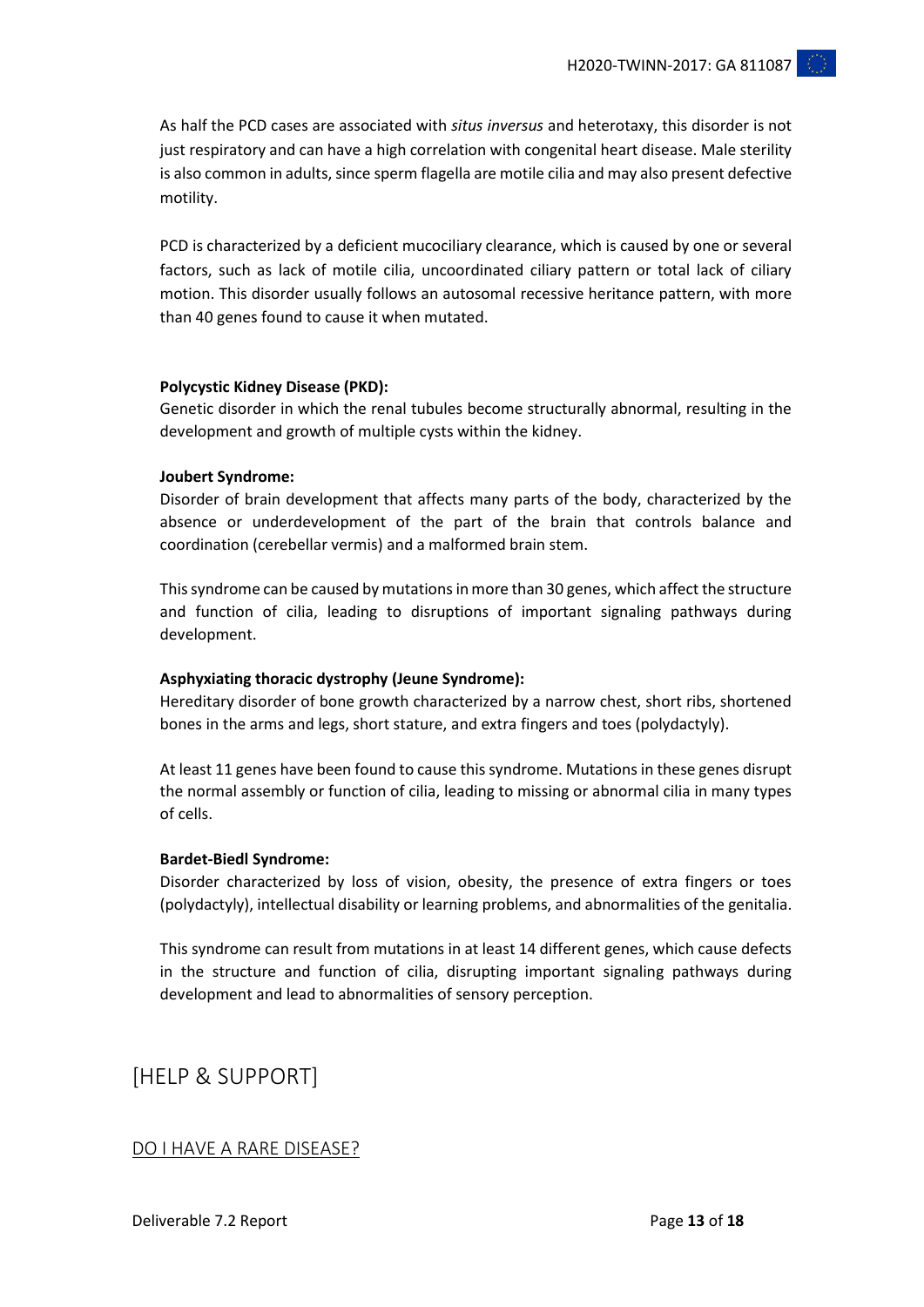As half the PCD cases are associated with *situs inversus* and heterotaxy, this disorder is not just respiratory and can have a high correlation with congenital heart disease. Male sterility is also common in adults, since sperm flagella are motile cilia and may also present defective motility.

PCD is characterized by a deficient mucociliary clearance, which is caused by one or several factors, such as lack of motile cilia, uncoordinated ciliary pattern or total lack of ciliary motion. This disorder usually follows an autosomal recessive heritance pattern, with more than 40 genes found to cause it when mutated.

**Polycystic Kidney Disease (PKD):**
Genetic disorder in which the renal tubules become structurally abnormal, resulting in the development and growth of multiple cysts within the kidney.

**Joubert Syndrome:**
Disorder of brain development that affects many parts of the body, characterized by the absence or underdevelopment of the part of the brain that controls balance and coordination (cerebellar vermis) and a malformed brain stem.

This syndrome can be caused by mutations in more than 30 genes, which affect the structure and function of cilia, leading to disruptions of important signaling pathways during development.

**Asphyxiating thoracic dystrophy (Jeune Syndrome):**
Hereditary disorder of bone growth characterized by a narrow chest, short ribs, shortened bones in the arms and legs, short stature, and extra fingers and toes (polydactyly).

At least 11 genes have been found to cause this syndrome. Mutations in these genes disrupt the normal assembly or function of cilia, leading to missing or abnormal cilia in many types of cells.

**Bardet-Biedl Syndrome:**
Disorder characterized by loss of vision, obesity, the presence of extra fingers or toes (polydactyly), intellectual disability or learning problems, and abnormalities of the genitalia.

This syndrome can result from mutations in at least 14 different genes, which cause defects in the structure and function of cilia, disrupting important signaling pathways during development and lead to abnormalities of sensory perception.

# [HELP & SUPPORT]

## DO I HAVE A RARE DISEASE?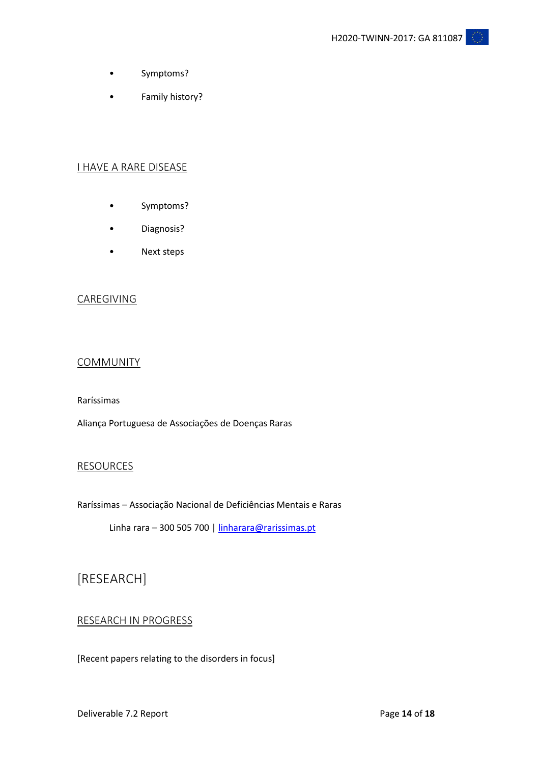- Symptoms?
- Family history?

### I HAVE A RARE DISEASE

- Symptoms?
- Diagnosis?
- Next steps

### CAREGIVING

### COMMUNITY

Ioana Raríssimas

Aliança Portuguesa de Associações de Doenças Raras

### RESOURCES

Raríssimas – Associação Nacional de Deficiências Mentais e Raras

Linha rara – 300 505 700 | linharara@rarissimas.pt

## [RESEARCH]

### RESEARCH IN PROGRESS

[Recent papers relating to the disorders in focus]

- Symptoms?
- Family history?

### I HAVE A RARE DISEASE

- Symptoms?
- Diagnosis?
- Next steps

### CAREGIVING

### COMMUNITY

Raríssimas

Aliança Portuguesa de Associações de Doenças Raras

### RESOURCES

Raríssimas – Associação Nacional de Deficiências Mentais e Raras

Linha rara – 300 505 700 | linharara@rarissimas.pt

## [RESEARCH]

### RESEARCH IN PROGRESS

[Recent papers relating to the disorders in focus]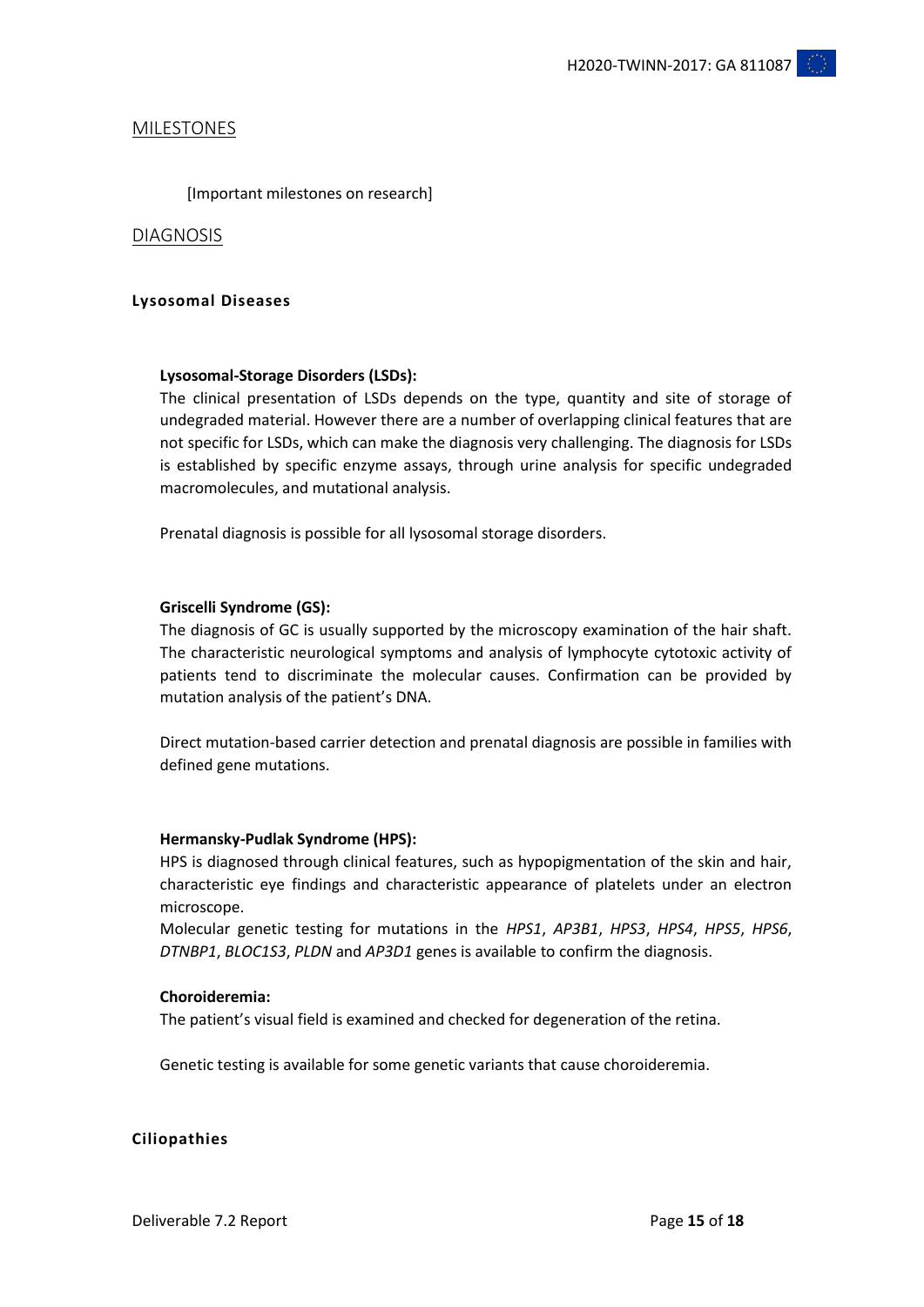## MILESTONES

[Important milestones on research]

## DIAGNOSIS

### Lysosomal Diseases

**Lysosomal-Storage Disorders (LSDs):**

The clinical presentation of LSDs depends on the type, quantity and site of storage of undegraded material. However there are a number of overlapping clinical features that are not specific for LSDs, which can make the diagnosis very challenging. The diagnosis for LSDs is established by specific enzyme assays, through urine analysis for specific undegraded macromolecules, and mutational analysis.

Prenatal diagnosis is possible for all lysosomal storage disorders.

**Griscelli Syndrome (GS):**

The diagnosis of GC is usually supported by the microscopy examination of the hair shaft. The characteristic neurological symptoms and analysis of lymphocyte cytotoxic activity of patients tend to discriminate the molecular causes. Confirmation can be provided by mutation analysis of the patient's DNA.

Direct mutation-based carrier detection and prenatal diagnosis are possible in families with defined gene mutations.

**Hermansky-Pudlak Syndrome (HPS):**

HPS is diagnosed through clinical features, such as hypopigmentation of the skin and hair, characteristic eye findings and characteristic appearance of platelets under an electron microscope.

Molecular genetic testing for mutations in the *HPS1*, *AP3B1*, *HPS3*, *HPS4*, *HPS5*, *HPS6*, *DTNBP1*, *BLOC1S3*, *PLDN* and *AP3D1* genes is available to confirm the diagnosis.

**Choroideremia:**

The patient's visual field is examined and checked for degeneration of the retina.

Genetic testing is available for some genetic variants that cause choroideremia.

### Ciliopathies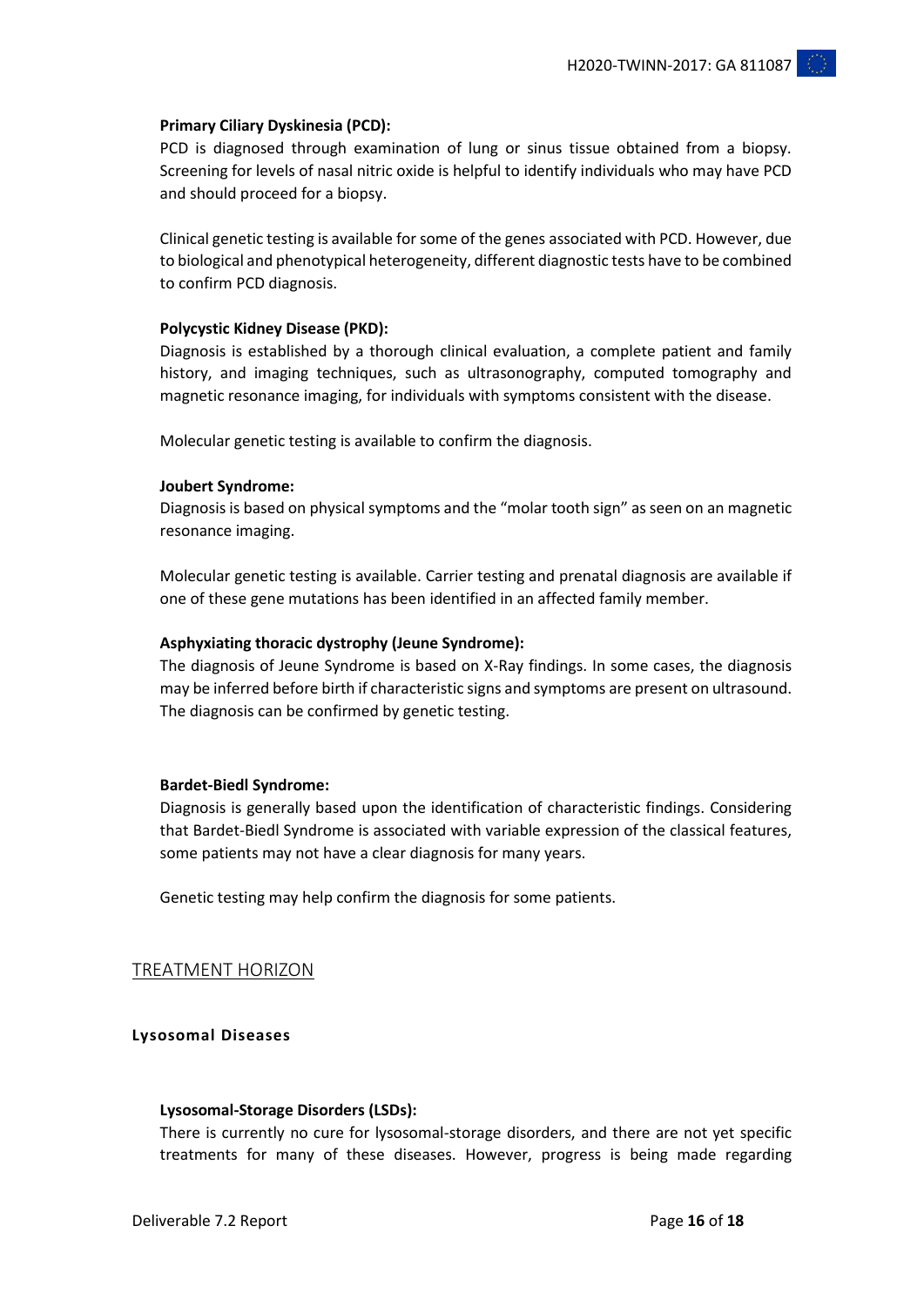**Primary Ciliary Dyskinesia (PCD):**

PCD is diagnosed through examination of lung or sinus tissue obtained from a biopsy. Screening for levels of nasal nitric oxide is helpful to identify individuals who may have PCD and should proceed for a biopsy.

Clinical genetic testing is available for some of the genes associated with PCD. However, due to biological and phenotypical heterogeneity, different diagnostic tests have to be combined to confirm PCD diagnosis.

**Polycystic Kidney Disease (PKD):**

Diagnosis is established by a thorough clinical evaluation, a complete patient and family history, and imaging techniques, such as ultrasonography, computed tomography and magnetic resonance imaging, for individuals with symptoms consistent with the disease.

Molecular genetic testing is available to confirm the diagnosis.

**Joubert Syndrome:**

Diagnosis is based on physical symptoms and the "molar tooth sign" as seen on an magnetic resonance imaging.

Molecular genetic testing is available. Carrier testing and prenatal diagnosis are available if one of these gene mutations has been identified in an affected family member.

**Asphyxiating thoracic dystrophy (Jeune Syndrome):**

The diagnosis of Jeune Syndrome is based on X-Ray findings. In some cases, the diagnosis may be inferred before birth if characteristic signs and symptoms are present on ultrasound. The diagnosis can be confirmed by genetic testing.

**Bardet-Biedl Syndrome:**

Diagnosis is generally based upon the identification of characteristic findings. Considering that Bardet-Biedl Syndrome is associated with variable expression of the classical features, some patients may not have a clear diagnosis for many years.

Genetic testing may help confirm the diagnosis for some patients.

## TREATMENT HORIZON

### Lysosomal Diseases

**Lysosomal-Storage Disorders (LSDs):**

There is currently no cure for lysosomal-storage disorders, and there are not yet specific treatments for many of these diseases. However, progress is being made regarding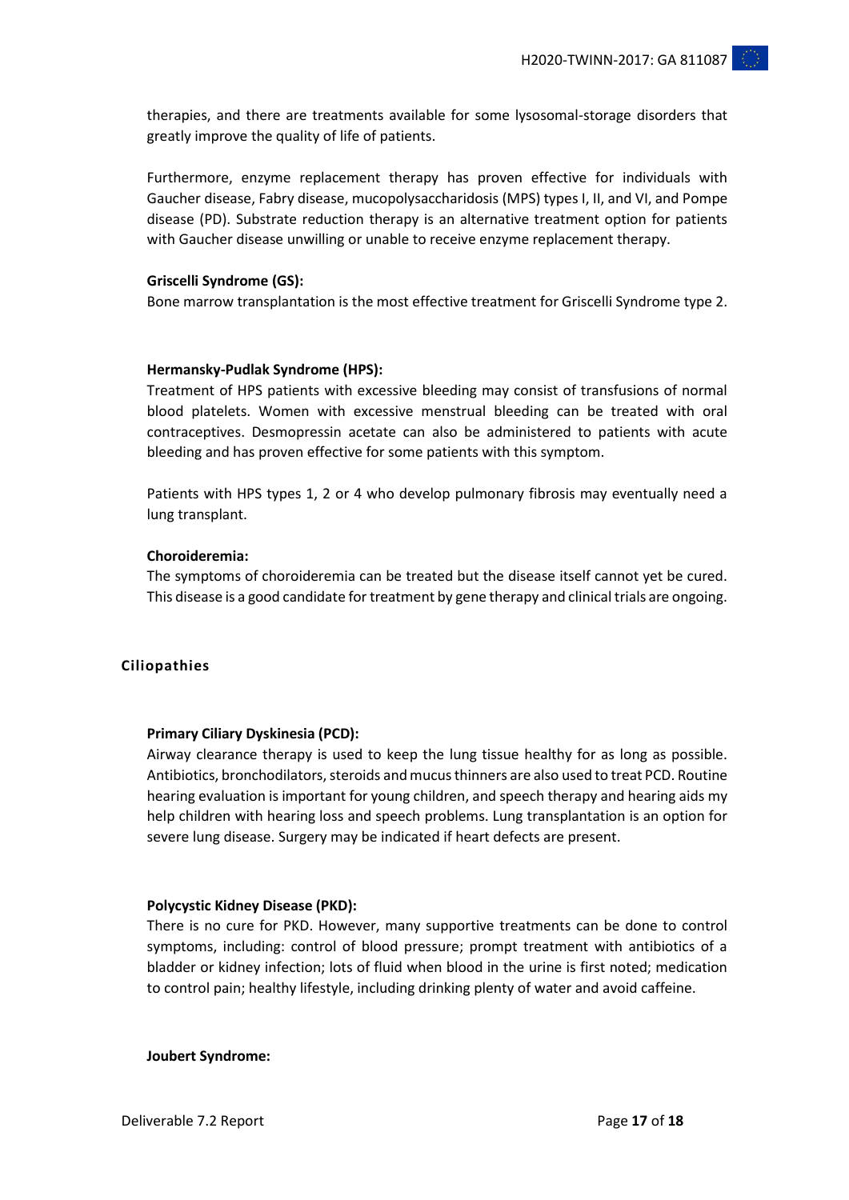therapies, and there are treatments available for some lysosomal-storage disorders that greatly improve the quality of life of patients.

Furthermore, enzyme replacement therapy has proven effective for individuals with Gaucher disease, Fabry disease, mucopolysaccharidosis (MPS) types I, II, and VI, and Pompe disease (PD). Substrate reduction therapy is an alternative treatment option for patients with Gaucher disease unwilling or unable to receive enzyme replacement therapy.

**Griscelli Syndrome (GS):**

Bone marrow transplantation is the most effective treatment for Griscelli Syndrome type 2.

**Hermansky-Pudlak Syndrome (HPS):**

Treatment of HPS patients with excessive bleeding may consist of transfusions of normal blood platelets. Women with excessive menstrual bleeding can be treated with oral contraceptives. Desmopressin acetate can also be administered to patients with acute bleeding and has proven effective for some patients with this symptom.

Patients with HPS types 1, 2 or 4 who develop pulmonary fibrosis may eventually need a lung transplant.

**Choroideremia:**

The symptoms of choroideremia can be treated but the disease itself cannot yet be cured. This disease is a good candidate for treatment by gene therapy and clinical trials are ongoing.

### Ciliopathies

**Primary Ciliary Dyskinesia (PCD):**

Airway clearance therapy is used to keep the lung tissue healthy for as long as possible. Antibiotics, bronchodilators, steroids and mucus thinners are also used to treat PCD. Routine hearing evaluation is important for young children, and speech therapy and hearing aids my help children with hearing loss and speech problems. Lung transplantation is an option for severe lung disease. Surgery may be indicated if heart defects are present.

**Polycystic Kidney Disease (PKD):**

There is no cure for PKD. However, many supportive treatments can be done to control symptoms, including: control of blood pressure; prompt treatment with antibiotics of a bladder or kidney infection; lots of fluid when blood in the urine is first noted; medication to control pain; healthy lifestyle, including drinking plenty of water and avoid caffeine.

**Joubert Syndrome:**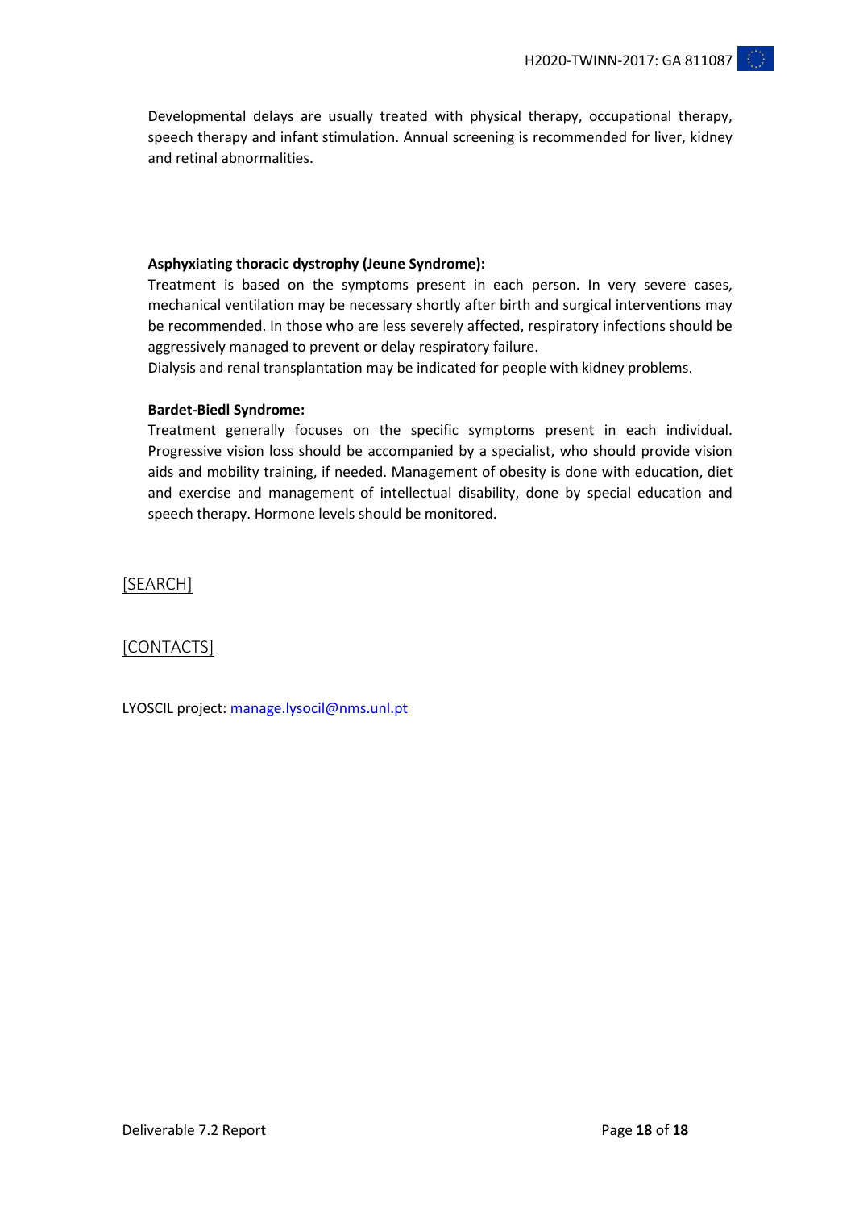Developmental delays are usually treated with physical therapy, occupational therapy, speech therapy and infant stimulation. Annual screening is recommended for liver, kidney and retinal abnormalities.

**Asphyxiating thoracic dystrophy (Jeune Syndrome):**

Treatment is based on the symptoms present in each person. In very severe cases, mechanical ventilation may be necessary shortly after birth and surgical interventions may be recommended. In those who are less severely affected, respiratory infections should be aggressively managed to prevent or delay respiratory failure.

Dialysis and renal transplantation may be indicated for people with kidney problems.

**Bardet-Biedl Syndrome:**

Treatment generally focuses on the specific symptoms present in each individual. Progressive vision loss should be accompanied by a specialist, who should provide vision aids and mobility training, if needed. Management of obesity is done with education, diet and exercise and management of intellectual disability, done by special education and speech therapy. Hormone levels should be monitored.

[SEARCH]

[CONTACTS]

LYOSCIL project: manage.lysocil@nms.unl.pt